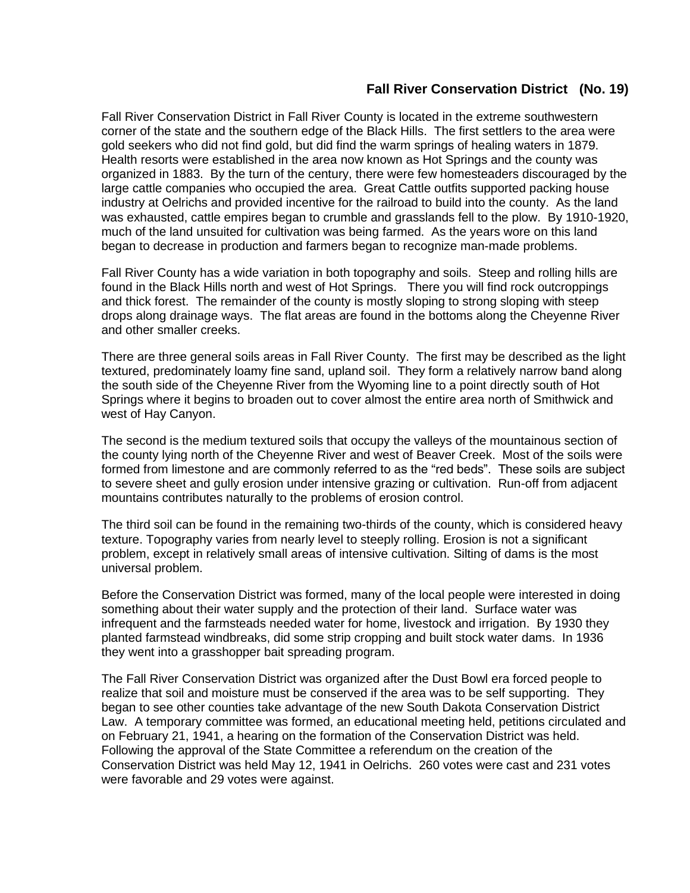## Fall River Conservation District (No. 19)

Fall River Conservation District in Fall River County is located in the extreme southwestern corner of the state and the southern edge of the Black Hills. The first settlers to the area were gold seekers who did not find gold, but did find the warm springs of healing waters in 1879. Health resorts were established in the area now known as Hot Springs and the county was organized in 1883. By the turn of the century, there were few homesteaders discouraged by the large cattle companies who occupied the area. Great Cattle outfits supported packing house industry at Oelrichs and provided incentive for the railroad to build into the county. As the land was exhausted, cattle empires began to crumble and grasslands fell to the plow. By 1910-1920, much of the land unsuited for cultivation was being farmed. As the years wore on this land began to decrease in production and farmers began to recognize man-made problems.

Fall River County has a wide variation in both topography and soils. Steep and rolling hills are found in the Black Hills north and west of Hot Springs. There you will find rock outcroppings and thick forest. The remainder of the county is mostly sloping to strong sloping with steep drops along drainage ways. The flat areas are found in the bottoms along the Cheyenne River and other smaller creeks.

There are three general soils areas in Fall River County. The first may be described as the light textured, predominately loamy fine sand, upland soil. They form a relatively narrow band along the south side of the Cheyenne River from the Wyoming line to a point directly south of Hot Springs where it begins to broaden out to cover almost the entire area north of Smithwick and west of Hay Canyon.

The second is the medium textured soils that occupy the valleys of the mountainous section of the county lying north of the Cheyenne River and west of Beaver Creek. Most of the soils were formed from limestone and are commonly referred to as the "red beds". These soils are subject to severe sheet and gully erosion under intensive grazing or cultivation. Run-off from adjacent mountains contributes naturally to the problems of erosion control.

The third soil can be found in the remaining two-thirds of the county, which is considered heavy texture. Topography varies from nearly level to steeply rolling. Erosion is not a significant problem, except in relatively small areas of intensive cultivation. Silting of dams is the most universal problem.

Before the Conservation District was formed, many of the local people were interested in doing something about their water supply and the protection of their land. Surface water was infrequent and the farmsteads needed water for home, livestock and irrigation. By 1930 they planted farmstead windbreaks, did some strip cropping and built stock water dams. In 1936 they went into a grasshopper bait spreading program.

The Fall River Conservation District was organized after the Dust Bowl era forced people to realize that soil and moisture must be conserved if the area was to be self supporting. They began to see other counties take advantage of the new South Dakota Conservation District Law. A temporary committee was formed, an educational meeting held, petitions circulated and on February 21, 1941, a hearing on the formation of the Conservation District was held. Following the approval of the State Committee a referendum on the creation of the Conservation District was held May 12, 1941 in Oelrichs. 260 votes were cast and 231 votes were favorable and 29 votes were against.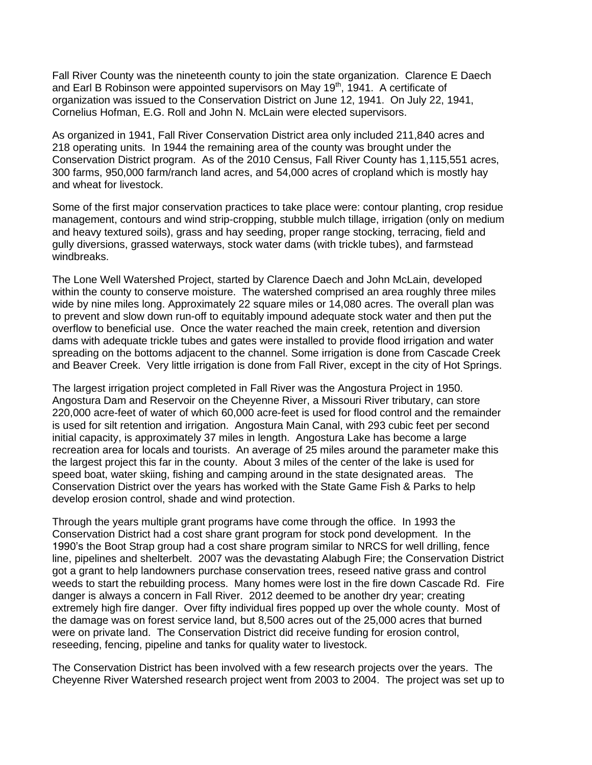Fall River County was the nineteenth county to join the state organization. Clarence E Daech and Earl B Robinson were appointed supervisors on May 19th, 1941. A certificate of organization was issued to the Conservation District on June 12, 1941. On July 22, 1941, Cornelius Hofman, E.G. Roll and John N. McLain were elected supervisors.

As organized in 1941, Fall River Conservation District area only included 211,840 acres and 218 operating units. In 1944 the remaining area of the county was brought under the Conservation District program. As of the 2010 Census, Fall River County has 1,115,551 acres, 300 farms, 950,000 farm/ranch land acres, and 54,000 acres of cropland which is mostly hay and wheat for livestock.

Some of the first major conservation practices to take place were: contour planting, crop residue management, contours and wind strip-cropping, stubble mulch tillage, irrigation (only on medium and heavy textured soils), grass and hay seeding, proper range stocking, terracing, field and gully diversions, grassed waterways, stock water dams (with trickle tubes), and farmstead windbreaks.

The Lone Well Watershed Project, started by Clarence Daech and John McLain, developed within the county to conserve moisture. The watershed comprised an area roughly three miles wide by nine miles long. Approximately 22 square miles or 14,080 acres. The overall plan was to prevent and slow down run-off to equitably impound adequate stock water and then put the overflow to beneficial use. Once the water reached the main creek, retention and diversion dams with adequate trickle tubes and gates were installed to provide flood irrigation and water spreading on the bottoms adjacent to the channel. Some irrigation is done from Cascade Creek and Beaver Creek. Very little irrigation is done from Fall River, except in the city of Hot Springs.

The largest irrigation project completed in Fall River was the Angostura Project in 1950. Angostura Dam and Reservoir on the Cheyenne River, a Missouri River tributary, can store 220,000 acre-feet of water of which 60,000 acre-feet is used for flood control and the remainder is used for silt retention and irrigation. Angostura Main Canal, with 293 cubic feet per second initial capacity, is approximately 37 miles in length. Angostura Lake has become a large recreation area for locals and tourists. An average of 25 miles around the parameter make this the largest project this far in the county. About 3 miles of the center of the lake is used for speed boat, water skiing, fishing and camping around in the state designated areas. The Conservation District over the years has worked with the State Game Fish & Parks to help develop erosion control, shade and wind protection.

Through the years multiple grant programs have come through the office. In 1993 the Conservation District had a cost share grant program for stock pond development. In the 1990's the Boot Strap group had a cost share program similar to NRCS for well drilling, fence line, pipelines and shelterbelt. 2007 was the devastating Alabugh Fire; the Conservation District got a grant to help landowners purchase conservation trees, reseed native grass and control weeds to start the rebuilding process. Many homes were lost in the fire down Cascade Rd. Fire danger is always a concern in Fall River. 2012 deemed to be another dry year; creating extremely high fire danger. Over fifty individual fires popped up over the whole county. Most of the damage was on forest service land, but 8,500 acres out of the 25,000 acres that burned were on private land. The Conservation District did receive funding for erosion control, reseeding, fencing, pipeline and tanks for quality water to livestock.

The Conservation District has been involved with a few research projects over the years. The Cheyenne River Watershed research project went from 2003 to 2004. The project was set up to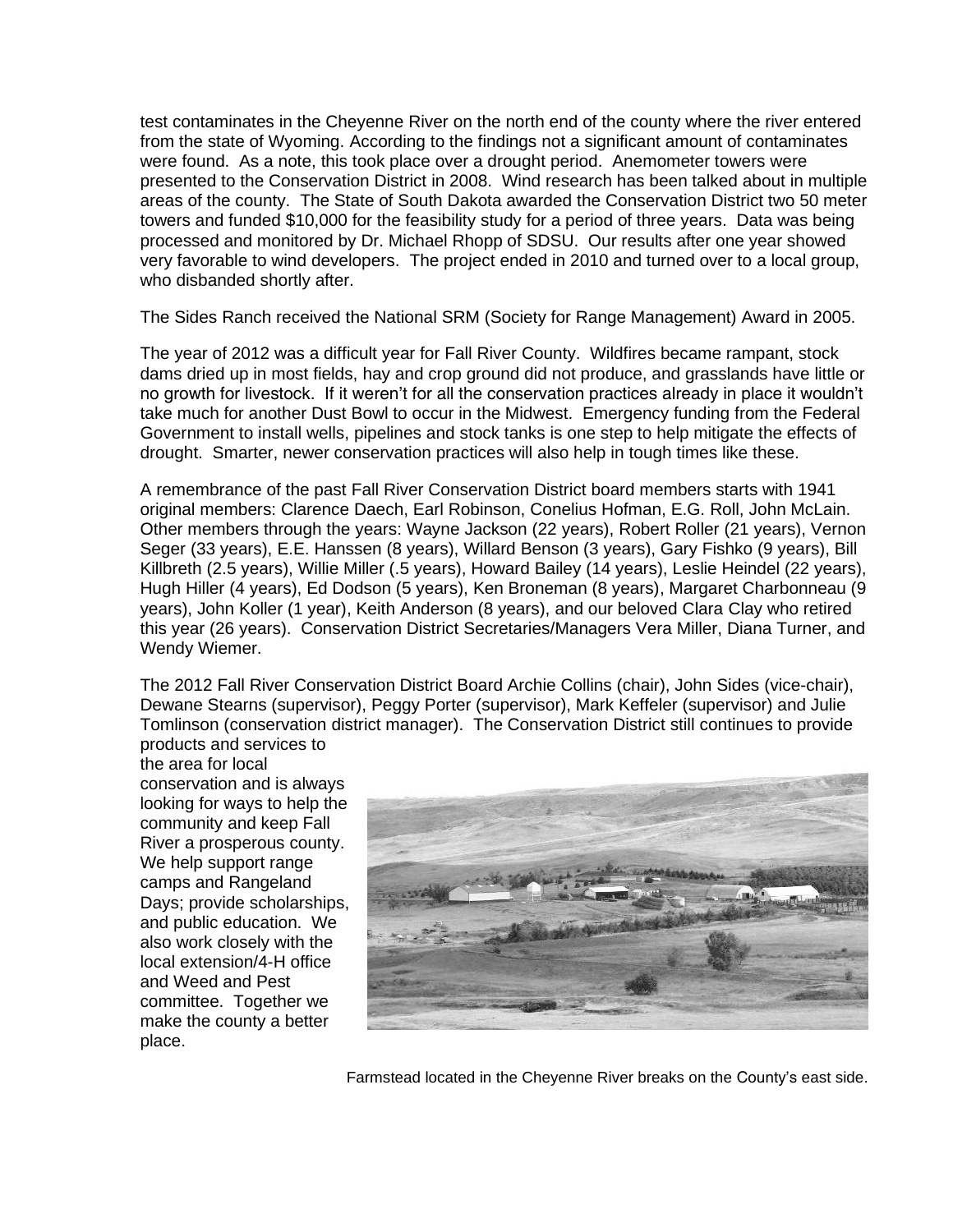test contaminates in the Cheyenne River on the north end of the county where the river entered from the state of Wyoming. According to the findings not a significant amount of contaminates were found. As a note, this took place over a drought period. Anemometer towers were presented to the Conservation District in 2008. Wind research has been talked about in multiple areas of the county. The State of South Dakota awarded the Conservation District two 50 meter towers and funded $10,000 for the feasibility study for a period of three years. Data was being processed and monitored by Dr. Michael Rhopp of SDSU. Our results after one year showed very favorable to wind developers. The project ended in 2010 and turned over to a local group, who disbanded shortly after.

The Sides Ranch received the National SRM (Society for Range Management) Award in 2005.

The year of 2012 was a difficult year for Fall River County. Wildfires became rampant, stock dams dried up in most fields, hay and crop ground did not produce, and grasslands have little or no growth for livestock. If it weren't for all the conservation practices already in place it wouldn't take much for another Dust Bowl to occur in the Midwest. Emergency funding from the Federal Government to install wells, pipelines and stock tanks is one step to help mitigate the effects of drought. Smarter, newer conservation practices will also help in tough times like these.

A remembrance of the past Fall River Conservation District board members starts with 1941 original members: Clarence Daech, Earl Robinson, Conelius Hofman, E.G. Roll, John McLain. Other members through the years: Wayne Jackson (22 years), Robert Roller (21 years), Vernon Seger (33 years), E.E. Hanssen (8 years), Willard Benson (3 years), Gary Fishko (9 years), Bill Killbreth (2.5 years), Willie Miller (.5 years), Howard Bailey (14 years), Leslie Heindel (22 years), Hugh Hiller (4 years), Ed Dodson (5 years), Ken Broneman (8 years), Margaret Charbonneau (9 years), John Koller (1 year), Keith Anderson (8 years), and our beloved Clara Clay who retired this year (26 years). Conservation District Secretaries/Managers Vera Miller, Diana Turner, and Wendy Wiemer.

The 2012 Fall River Conservation District Board Archie Collins (chair), John Sides (vice-chair), Dewane Stearns (supervisor), Peggy Porter (supervisor), Mark Keffeler (supervisor) and Julie Tomlinson (conservation district manager). The Conservation District still continues to provide products and services to the area for local conservation and is always looking for ways to help the community and keep Fall River a prosperous county. We help support range camps and Rangeland Days; provide scholarships, and public education. We also work closely with the local extension/4-H office and Weed and Pest committee. Together we make the county a better place.

Farmstead located in the Cheyenne River breaks on the County's east side.